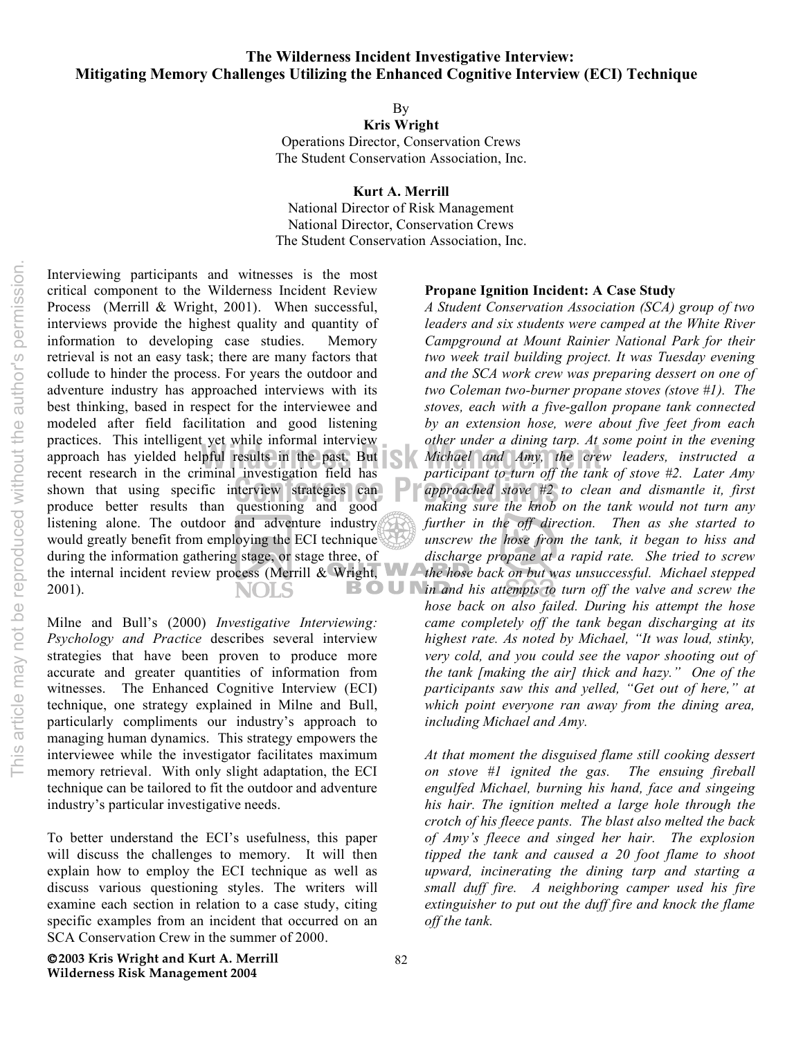# The Wilderness Incident Investigative Interview: Mitigating Memory Challenges Utilizing the Enhanced Cognitive Interview (ECI) Technique

By

**Kris Wright**
Operations Director, Conservation Crews
The Student Conservation Association, Inc.

**Kurt A. Merrill**
National Director of Risk Management
National Director, Conservation Crews
The Student Conservation Association, Inc.

Interviewing participants and witnesses is the most critical component to the Wilderness Incident Review Process (Merrill & Wright, 2001). When successful, interviews provide the highest quality and quantity of information to developing case studies. Memory retrieval is not an easy task; there are many factors that collude to hinder the process. For years the outdoor and adventure industry has approached interviews with its best thinking, based in respect for the interviewee and modeled after field facilitation and good listening practices. This intelligent yet while informal interview approach has yielded helpful results in the past. But recent research in the criminal investigation field has shown that using specific interview strategies can produce better results than questioning and good listening alone. The outdoor and adventure industry would greatly benefit from employing the ECI technique during the information gathering stage, or stage three, of the internal incident review process (Merrill & Wright, 2001).

Milne and Bull's (2000) *Investigative Interviewing: Psychology and Practice* describes several interview strategies that have been proven to produce more accurate and greater quantities of information from witnesses. The Enhanced Cognitive Interview (ECI) technique, one strategy explained in Milne and Bull, particularly compliments our industry's approach to managing human dynamics. This strategy empowers the interviewee while the investigator facilitates maximum memory retrieval. With only slight adaptation, the ECI technique can be tailored to fit the outdoor and adventure industry's particular investigative needs.

To better understand the ECI's usefulness, this paper will discuss the challenges to memory. It will then explain how to employ the ECI technique as well as discuss various questioning styles. The writers will examine each section in relation to a case study, citing specific examples from an incident that occurred on an SCA Conservation Crew in the summer of 2000.

## Propane Ignition Incident: A Case Study

*A Student Conservation Association (SCA) group of two leaders and six students were camped at the White River Campground at Mount Rainier National Park for their two week trail building project. It was Tuesday evening and the SCA work crew was preparing dessert on one of two Coleman two-burner propane stoves (stove #1). The stoves, each with a five-gallon propane tank connected by an extension hose, were about five feet from each other under a dining tarp. At some point in the evening Michael and Amy, the crew leaders, instructed a participant to turn off the tank of stove #2. Later Amy approached stove #2 to clean and dismantle it, first making sure the knob on the tank would not turn any further in the off direction. Then as she started to unscrew the hose from the tank, it began to hiss and discharge propane at a rapid rate. She tried to screw the hose back on but was unsuccessful. Michael stepped in and his attempts to turn off the valve and screw the hose back on also failed. During his attempt the hose came completely off the tank began discharging at its highest rate. As noted by Michael, "It was loud, stinky, very cold, and you could see the vapor shooting out of the tank [making the air] thick and hazy." One of the participants saw this and yelled, "Get out of here," at which point everyone ran away from the dining area, including Michael and Amy.*

*At that moment the disguised flame still cooking dessert on stove #1 ignited the gas. The ensuing fireball engulfed Michael, burning his hand, face and singeing his hair. The ignition melted a large hole through the crotch of his fleece pants. The blast also melted the back of Amy's fleece and singed her hair. The explosion tipped the tank and caused a 20 foot flame to shoot upward, incinerating the dining tarp and starting a small duff fire. A neighboring camper used his fire extinguisher to put out the duff fire and knock the flame off the tank.*

**©2003 Kris Wright and Kurt A. Merrill**
**Wilderness Risk Management 2004**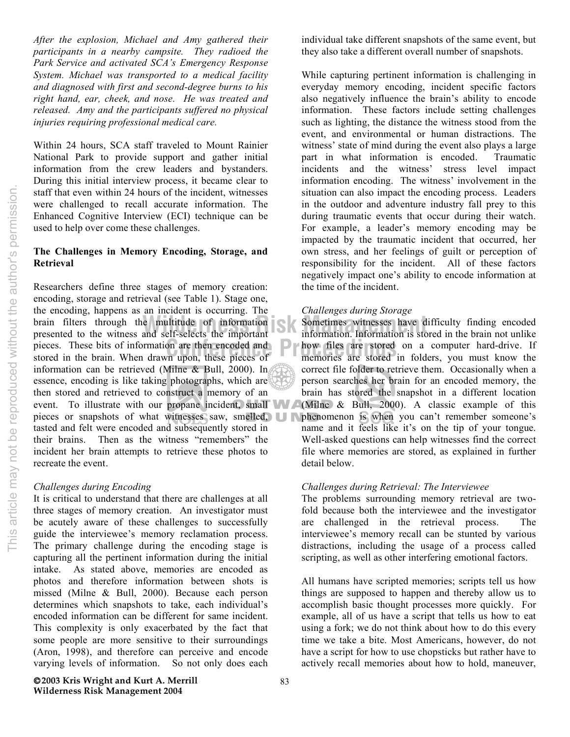*After the explosion, Michael and Amy gathered their participants in a nearby campsite. They radioed the Park Service and activated SCA's Emergency Response System. Michael was transported to a medical facility and diagnosed with first and second-degree burns to his right hand, ear, cheek, and nose. He was treated and released. Amy and the participants suffered no physical injuries requiring professional medical care.*

Within 24 hours, SCA staff traveled to Mount Rainier National Park to provide support and gather initial information from the crew leaders and bystanders. During this initial interview process, it became clear to staff that even within 24 hours of the incident, witnesses were challenged to recall accurate information. The Enhanced Cognitive Interview (ECI) technique can be used to help over come these challenges.

### The Challenges in Memory Encoding, Storage, and Retrieval

Researchers define three stages of memory creation: encoding, storage and retrieval (see Table 1). Stage one, the encoding, happens as an incident is occurring. The brain filters through the multitude of information presented to the witness and self-selects the important pieces. These bits of information are then encoded and stored in the brain. When drawn upon, these pieces of information can be retrieved (Milne & Bull, 2000). In essence, encoding is like taking photographs, which are then stored and retrieved to construct a memory of an event. To illustrate with our propane incident, small pieces or snapshots of what witnesses saw, smelled, tasted and felt were encoded and subsequently stored in their brains. Then as the witness "remembers" the incident her brain attempts to retrieve these photos to recreate the event.

*Challenges during Encoding*

It is critical to understand that there are challenges at all three stages of memory creation. An investigator must be acutely aware of these challenges to successfully guide the interviewee's memory reclamation process. The primary challenge during the encoding stage is capturing all the pertinent information during the initial intake. As stated above, memories are encoded as photos and therefore information between shots is missed (Milne & Bull, 2000). Because each person determines which snapshots to take, each individual's encoded information can be different for same incident. This complexity is only exacerbated by the fact that some people are more sensitive to their surroundings (Aron, 1998), and therefore can perceive and encode varying levels of information. So not only does each individual take different snapshots of the same event, but they also take a different overall number of snapshots.

While capturing pertinent information is challenging in everyday memory encoding, incident specific factors also negatively influence the brain's ability to encode information. These factors include setting challenges such as lighting, the distance the witness stood from the event, and environmental or human distractions. The witness' state of mind during the event also plays a large part in what information is encoded. Traumatic incidents and the witness' stress level impact information encoding. The witness' involvement in the situation can also impact the encoding process. Leaders in the outdoor and adventure industry fall prey to this during traumatic events that occur during their watch. For example, a leader's memory encoding may be impacted by the traumatic incident that occurred, her own stress, and her feelings of guilt or perception of responsibility for the incident. All of these factors negatively impact one's ability to encode information at the time of the incident.

*Challenges during Storage*

Sometimes witnesses have difficulty finding encoded information. Information is stored in the brain not unlike how files are stored on a computer hard-drive. If memories are stored in folders, you must know the correct file folder to retrieve them. Occasionally when a person searches her brain for an encoded memory, the brain has stored the snapshot in a different location (Milne & Bull, 2000). A classic example of this phenomenon is when you can't remember someone's name and it feels like it's on the tip of your tongue. Well-asked questions can help witnesses find the correct file where memories are stored, as explained in further detail below.

*Challenges during Retrieval: The Interviewee*

The problems surrounding memory retrieval are two-fold because both the interviewee and the investigator are challenged in the retrieval process. The interviewee's memory recall can be stunted by various distractions, including the usage of a process called scripting, as well as other interfering emotional factors.

All humans have scripted memories; scripts tell us how things are supposed to happen and thereby allow us to accomplish basic thought processes more quickly. For example, all of us have a script that tells us how to eat using a fork; we do not think about how to do this every time we take a bite. Most Americans, however, do not have a script for how to use chopsticks but rather have to actively recall memories about how to hold, maneuver,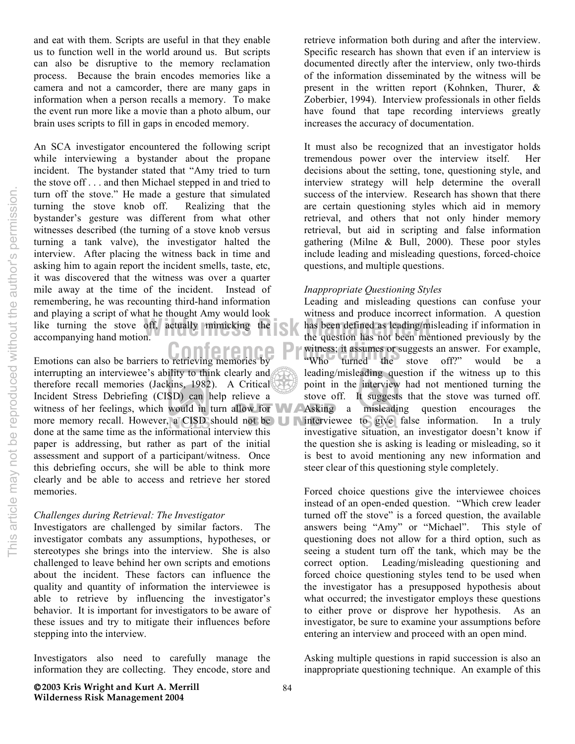and eat with them. Scripts are useful in that they enable us to function well in the world around us. But scripts can also be disruptive to the memory reclamation process. Because the brain encodes memories like a camera and not a camcorder, there are many gaps in information when a person recalls a memory. To make the event run more like a movie than a photo album, our brain uses scripts to fill in gaps in encoded memory.

An SCA investigator encountered the following script while interviewing a bystander about the propane incident. The bystander stated that "Amy tried to turn the stove off . . . and then Michael stepped in and tried to turn off the stove." He made a gesture that simulated turning the stove knob off. Realizing that the bystander's gesture was different from what other witnesses described (the turning of a stove knob versus turning a tank valve), the investigator halted the interview. After placing the witness back in time and asking him to again report the incident smells, taste, etc, it was discovered that the witness was over a quarter mile away at the time of the incident. Instead of remembering, he was recounting third-hand information and playing a script of what he thought Amy would look like turning the stove off, actually mimicking the accompanying hand motion.

Emotions can also be barriers to retrieving memories by interrupting an interviewee's ability to think clearly and therefore recall memories (Jackins, 1982). A Critical Incident Stress Debriefing (CISD) can help relieve a witness of her feelings, which would in turn allow for more memory recall. However, a CISD should not be done at the same time as the informational interview this paper is addressing, but rather as part of the initial assessment and support of a participant/witness. Once this debriefing occurs, she will be able to think more clearly and be able to access and retrieve her stored memories.

*Challenges during Retrieval: The Investigator*

Investigators are challenged by similar factors. The investigator combats any assumptions, hypotheses, or stereotypes she brings into the interview. She is also challenged to leave behind her own scripts and emotions about the incident. These factors can influence the quality and quantity of information the interviewee is able to retrieve by influencing the investigator's behavior. It is important for investigators to be aware of these issues and try to mitigate their influences before stepping into the interview.

Investigators also need to carefully manage the information they are collecting. They encode, store and retrieve information both during and after the interview. Specific research has shown that even if an interview is documented directly after the interview, only two-thirds of the information disseminated by the witness will be present in the written report (Kohnken, Thurer, & Zoberbier, 1994). Interview professionals in other fields have found that tape recording interviews greatly increases the accuracy of documentation.

It must also be recognized that an investigator holds tremendous power over the interview itself. Her decisions about the setting, tone, questioning style, and interview strategy will help determine the overall success of the interview. Research has shown that there are certain questioning styles which aid in memory retrieval, and others that not only hinder memory retrieval, but aid in scripting and false information gathering (Milne & Bull, 2000). These poor styles include leading and misleading questions, forced-choice questions, and multiple questions.

*Inappropriate Questioning Styles*

Leading and misleading questions can confuse your witness and produce incorrect information. A question has been defined as leading/misleading if information in the question has not been mentioned previously by the witness; it assumes or suggests an answer. For example, "Who turned the stove off?" would be a leading/misleading question if the witness up to this point in the interview had not mentioned turning the stove off. It suggests that the stove was turned off. Asking a misleading question encourages the interviewee to give false information. In a truly investigative situation, an investigator doesn't know if the question she is asking is leading or misleading, so it is best to avoid mentioning any new information and steer clear of this questioning style completely.

Forced choice questions give the interviewee choices instead of an open-ended question. "Which crew leader turned off the stove" is a forced question, the available answers being "Amy" or "Michael". This style of questioning does not allow for a third option, such as seeing a student turn off the tank, which may be the correct option. Leading/misleading questioning and forced choice questioning styles tend to be used when the investigator has a presupposed hypothesis about what occurred; the investigator employs these questions to either prove or disprove her hypothesis. As an investigator, be sure to examine your assumptions before entering an interview and proceed with an open mind.

Asking multiple questions in rapid succession is also an inappropriate questioning technique. An example of this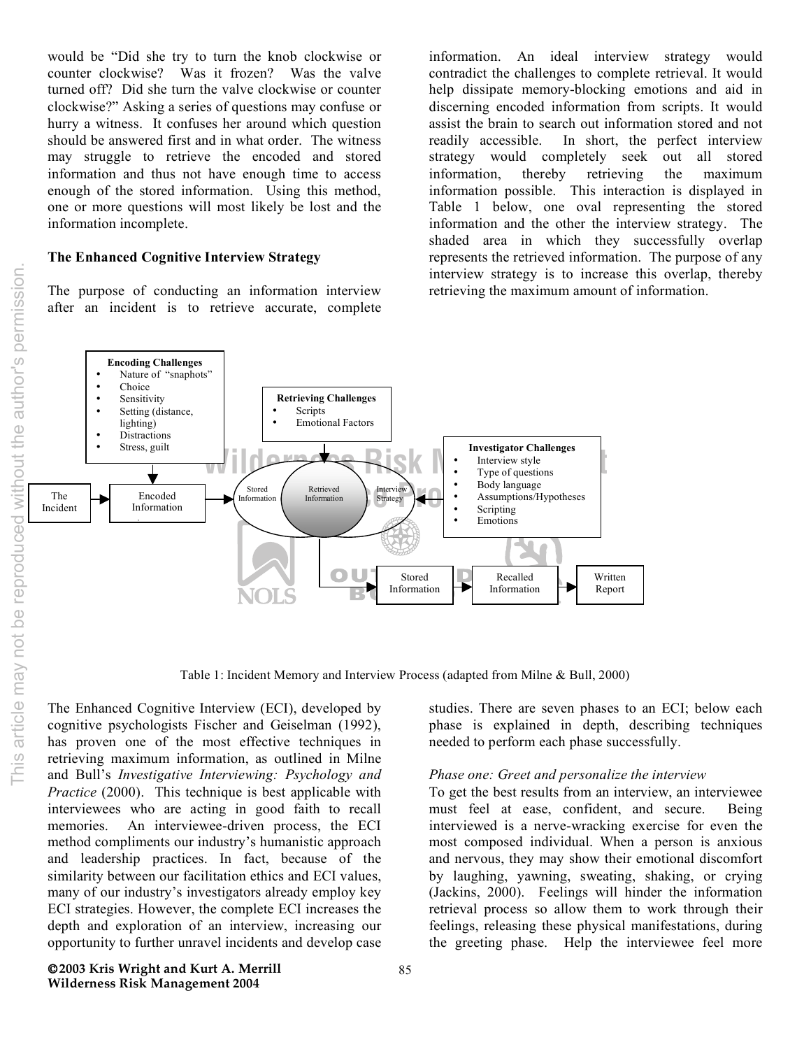would be "Did she try to turn the knob clockwise or counter clockwise? Was it frozen? Was the valve turned off? Did she turn the valve clockwise or counter clockwise?" Asking a series of questions may confuse or hurry a witness. It confuses her around which question should be answered first and in what order. The witness may struggle to retrieve the encoded and stored information and thus not have enough time to access enough of the stored information. Using this method, one or more questions will most likely be lost and the information incomplete.

**The Enhanced Cognitive Interview Strategy**

The purpose of conducting an information interview after an incident is to retrieve accurate, complete information. An ideal interview strategy would contradict the challenges to complete retrieval. It would help dissipate memory-blocking emotions and aid in discerning encoded information from scripts. It would assist the brain to search out information stored and not readily accessible. In short, the perfect interview strategy would completely seek out all stored information, thereby retrieving the maximum information possible. This interaction is displayed in Table 1 below, one oval representing the stored information and the other the interview strategy. The shaded area in which they successfully overlap represents the retrieved information. The purpose of any interview strategy is to increase this overlap, thereby retrieving the maximum amount of information.

**Encoding Challenges**
- Nature of "snaphots"
- Choice
- Sensitivity
- Setting (distance, lighting)
- Distractions
- Stress, guilt

**Retrieving Challenges**
- Scripts
- Emotional Factors

**Investigator Challenges**
- Interview style
- Type of questions
- Body language
- Assumptions/Hypotheses
- Scripting
- Emotions

The Incident → Encoded Information → Stored Information / Retrieved Information / Interview Strategy → Stored Information → Recalled Information → Written Report

Table 1: Incident Memory and Interview Process (adapted from Milne & Bull, 2000)

The Enhanced Cognitive Interview (ECI), developed by cognitive psychologists Fischer and Geiselman (1992), has proven one of the most effective techniques in retrieving maximum information, as outlined in Milne and Bull's *Investigative Interviewing: Psychology and Practice* (2000). This technique is best applicable with interviewees who are acting in good faith to recall memories. An interviewee-driven process, the ECI method compliments our industry's humanistic approach and leadership practices. In fact, because of the similarity between our facilitation ethics and ECI values, many of our industry's investigators already employ key ECI strategies. However, the complete ECI increases the depth and exploration of an interview, increasing our opportunity to further unravel incidents and develop case studies. There are seven phases to an ECI; below each phase is explained in depth, describing techniques needed to perform each phase successfully.

*Phase one: Greet and personalize the interview*

To get the best results from an interview, an interviewee must feel at ease, confident, and secure. Being interviewed is a nerve-wracking exercise for even the most composed individual. When a person is anxious and nervous, they may show their emotional discomfort by laughing, yawning, sweating, shaking, or crying (Jackins, 2000). Feelings will hinder the information retrieval process so allow them to work through their feelings, releasing these physical manifestations, during the greeting phase. Help the interviewee feel more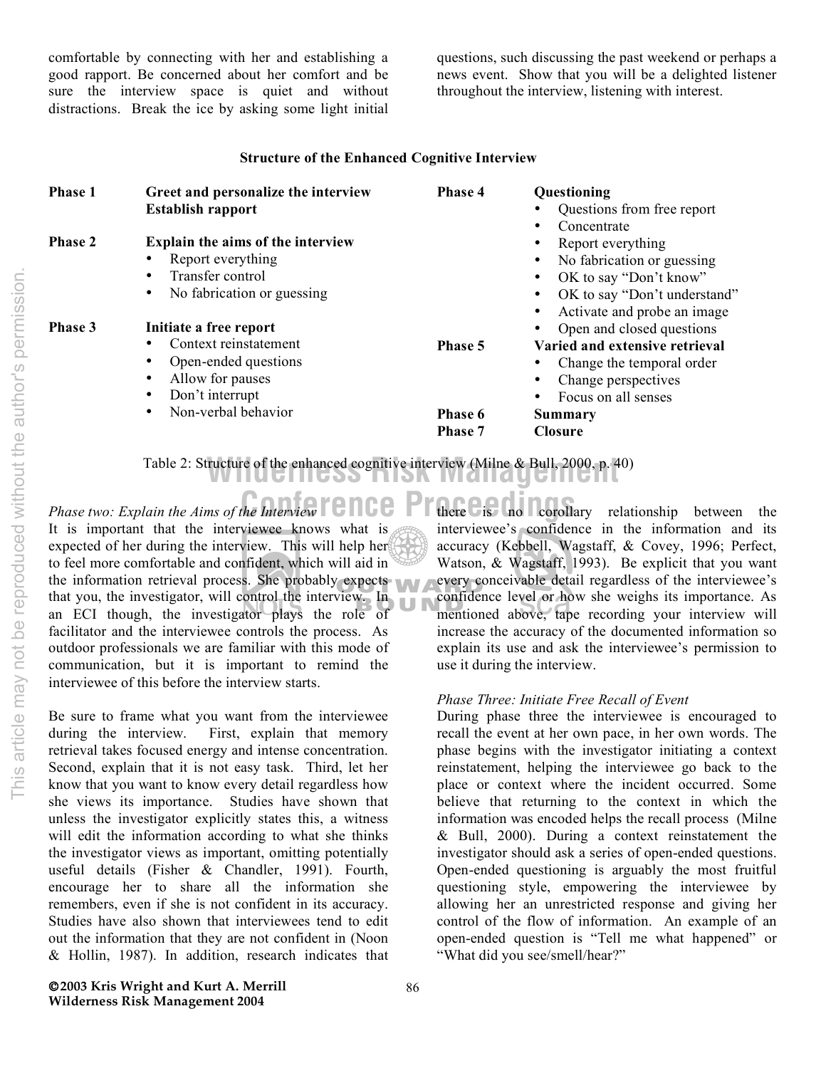comfortable by connecting with her and establishing a good rapport. Be concerned about her comfort and be sure the interview space is quiet and without distractions. Break the ice by asking some light initial questions, such discussing the past weekend or perhaps a news event. Show that you will be a delighted listener throughout the interview, listening with interest.

**Structure of the Enhanced Cognitive Interview**

| Phase | Content |
|---|---|
| **Phase 1** | **Greet and personalize the interview**<br>**Establish rapport** |
| **Phase 2** | **Explain the aims of the interview**<br>• Report everything<br>• Transfer control<br>• No fabrication or guessing |
| **Phase 3** | **Initiate a free report**<br>• Context reinstatement<br>• Open-ended questions<br>• Allow for pauses<br>• Don't interrupt<br>• Non-verbal behavior |
| **Phase 4** | **Questioning**<br>• Questions from free report<br>• Concentrate<br>• Report everything<br>• No fabrication or guessing<br>• OK to say "Don't know"<br>• OK to say "Don't understand"<br>• Activate and probe an image<br>• Open and closed questions |
| **Phase 5** | **Varied and extensive retrieval**<br>• Change the temporal order<br>• Change perspectives<br>• Focus on all senses |
| **Phase 6** | **Summary** |
| **Phase 7** | **Closure** |

Table 2: Structure of the enhanced cognitive interview (Milne & Bull, 2000, p. 40)

*Phase two: Explain the Aims of the Interview*
It is important that the interviewee knows what is expected of her during the interview. This will help her to feel more comfortable and confident, which will aid in the information retrieval process. She probably expects that you, the investigator, will control the interview. In an ECI though, the investigator plays the role of facilitator and the interviewee controls the process. As outdoor professionals we are familiar with this mode of communication, but it is important to remind the interviewee of this before the interview starts.

Be sure to frame what you want from the interviewee during the interview. First, explain that memory retrieval takes focused energy and intense concentration. Second, explain that it is not easy task. Third, let her know that you want to know every detail regardless how she views its importance. Studies have shown that unless the investigator explicitly states this, a witness will edit the information according to what she thinks the investigator views as important, omitting potentially useful details (Fisher & Chandler, 1991). Fourth, encourage her to share all the information she remembers, even if she is not confident in its accuracy. Studies have also shown that interviewees tend to edit out the information that they are not confident in (Noon & Hollin, 1987). In addition, research indicates that there is no corollary relationship between the interviewee's confidence in the information and its accuracy (Kebbell, Wagstaff, & Covey, 1996; Perfect, Watson, & Wagstaff, 1993). Be explicit that you want every conceivable detail regardless of the interviewee's confidence level or how she weighs its importance. As mentioned above, tape recording your interview will increase the accuracy of the documented information so explain its use and ask the interviewee's permission to use it during the interview.

*Phase Three: Initiate Free Recall of Event*
During phase three the interviewee is encouraged to recall the event at her own pace, in her own words. The phase begins with the investigator initiating a context reinstatement, helping the interviewee go back to the place or context where the incident occurred. Some believe that returning to the context in which the information was encoded helps the recall process (Milne & Bull, 2000). During a context reinstatement the investigator should ask a series of open-ended questions. Open-ended questioning is arguably the most fruitful questioning style, empowering the interviewee by allowing her an unrestricted response and giving her control of the flow of information. An example of an open-ended question is "Tell me what happened" or "What did you see/smell/hear?"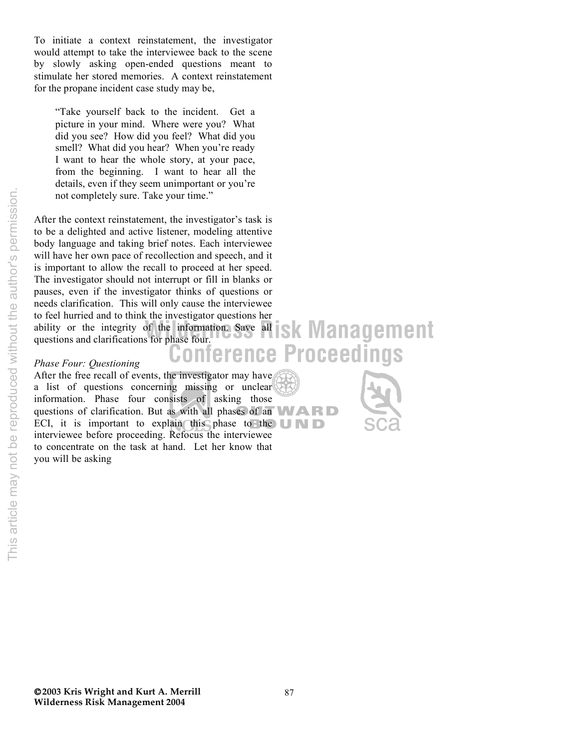To initiate a context reinstatement, the investigator would attempt to take the interviewee back to the scene by slowly asking open-ended questions meant to stimulate her stored memories. A context reinstatement for the propane incident case study may be,

> "Take yourself back to the incident. Get a picture in your mind. Where were you? What did you see? How did you feel? What did you smell? What did you hear? When you're ready I want to hear the whole story, at your pace, from the beginning. I want to hear all the details, even if they seem unimportant or you're not completely sure. Take your time."

After the context reinstatement, the investigator's task is to be a delighted and active listener, modeling attentive body language and taking brief notes. Each interviewee will have her own pace of recollection and speech, and it is important to allow the recall to proceed at her speed. The investigator should not interrupt or fill in blanks or pauses, even if the investigator thinks of questions or needs clarification. This will only cause the interviewee to feel hurried and to think the investigator questions her ability or the integrity of the information. Save all questions and clarifications for phase four.

*Phase Four: Questioning*

After the free recall of events, the investigator may have a list of questions concerning missing or unclear information. Phase four consists of asking those questions of clarification. But as with all phases of an ECI, it is important to explain this phase to the interviewee before proceeding. Refocus the interviewee to concentrate on the task at hand. Let her know that you will be asking